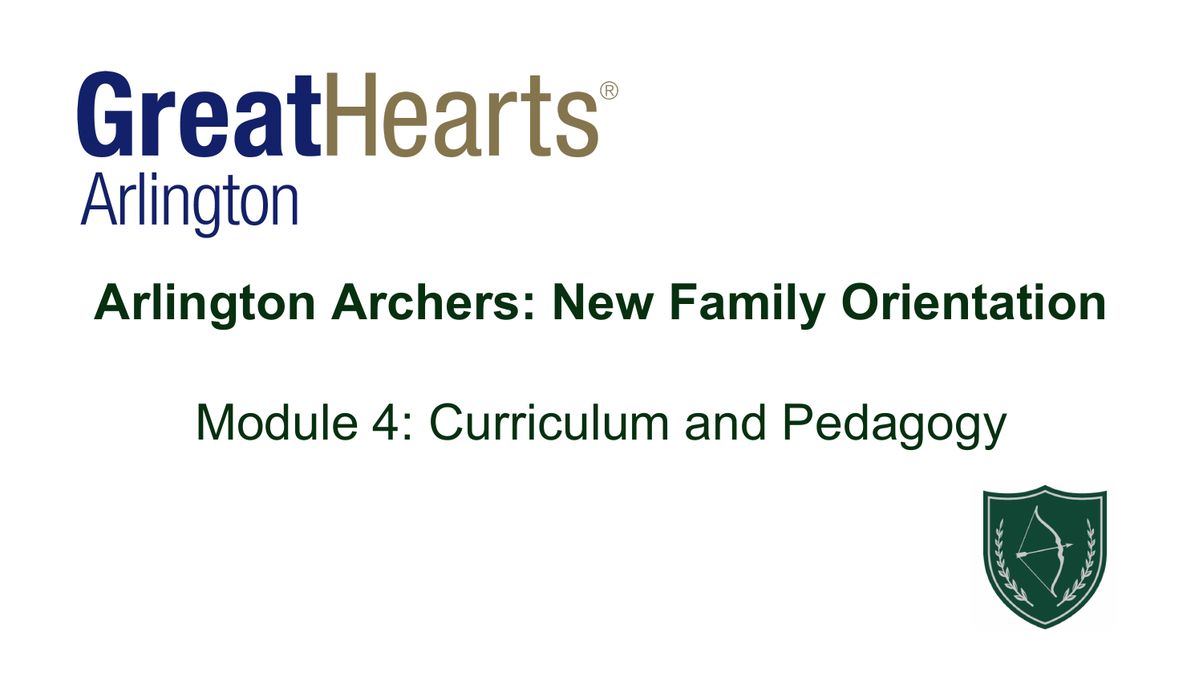# GreatHearts®
## Arlington

# Arlington Archers: New Family Orientation

## Module 4: Curriculum and Pedagogy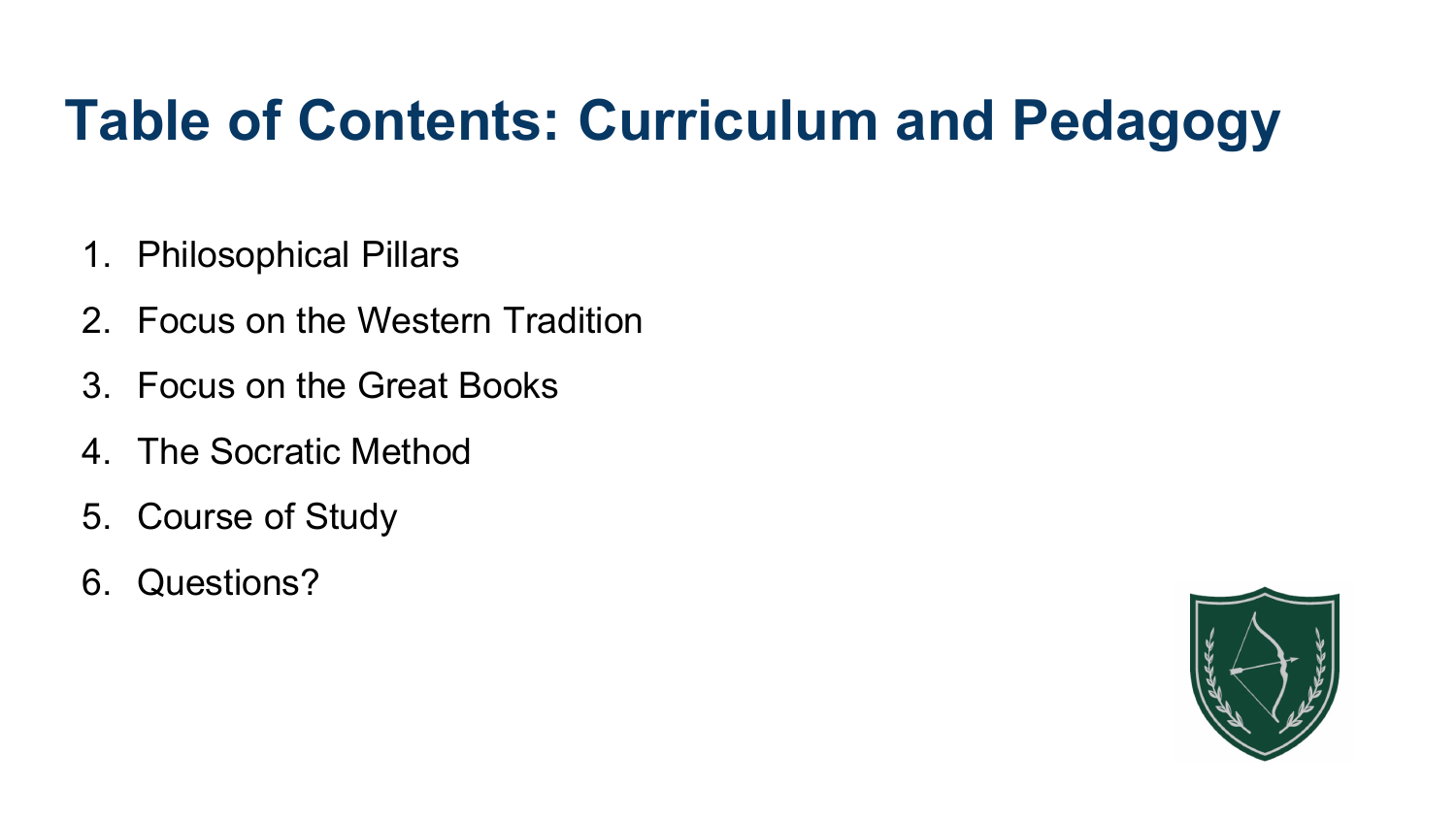# Table of Contents: Curriculum and Pedagogy

1. Philosophical Pillars
2. Focus on the Western Tradition
3. Focus on the Great Books
4. The Socratic Method
5. Course of Study
6. Questions?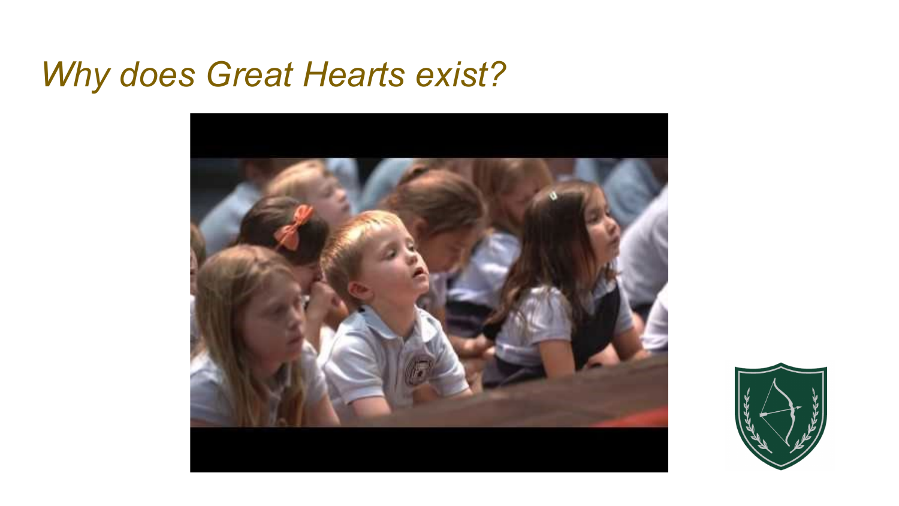# *Why does Great Hearts exist?*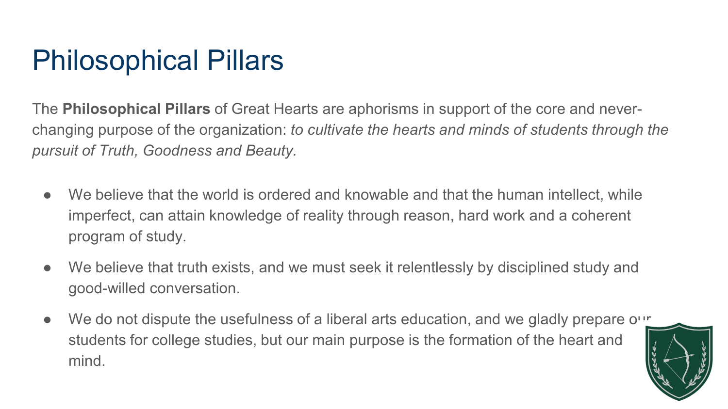# Philosophical Pillars

The **Philosophical Pillars** of Great Hearts are aphorisms in support of the core and never-changing purpose of the organization: *to cultivate the hearts and minds of students through the pursuit of Truth, Goodness and Beauty.*

- We believe that the world is ordered and knowable and that the human intellect, while imperfect, can attain knowledge of reality through reason, hard work and a coherent program of study.
- We believe that truth exists, and we must seek it relentlessly by disciplined study and good-willed conversation.
- We do not dispute the usefulness of a liberal arts education, and we gladly prepare our students for college studies, but our main purpose is the formation of the heart and mind.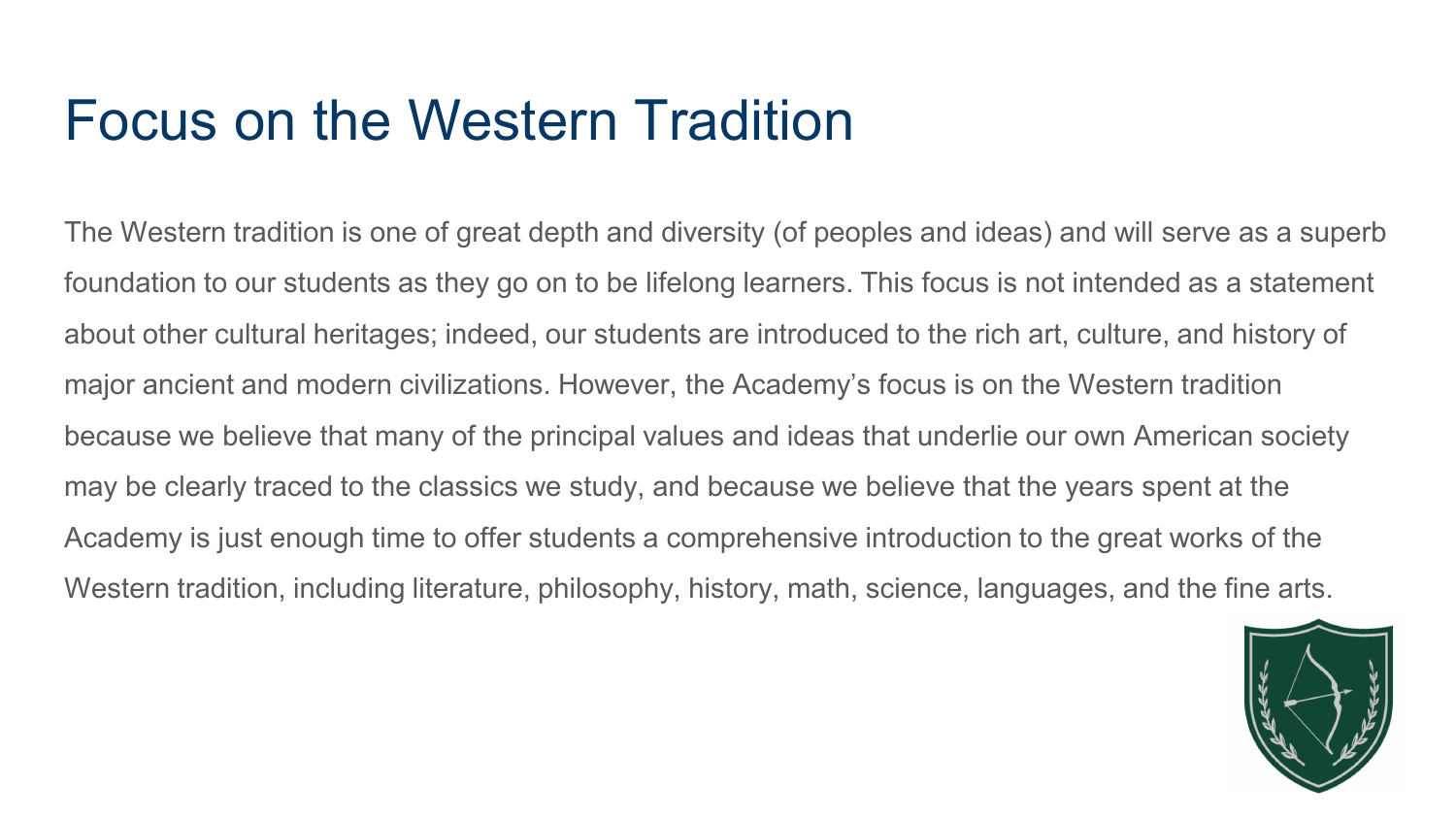# Focus on the Western Tradition

The Western tradition is one of great depth and diversity (of peoples and ideas) and will serve as a superb foundation to our students as they go on to be lifelong learners. This focus is not intended as a statement about other cultural heritages; indeed, our students are introduced to the rich art, culture, and history of major ancient and modern civilizations. However, the Academy's focus is on the Western tradition because we believe that many of the principal values and ideas that underlie our own American society may be clearly traced to the classics we study, and because we believe that the years spent at the Academy is just enough time to offer students a comprehensive introduction to the great works of the Western tradition, including literature, philosophy, history, math, science, languages, and the fine arts.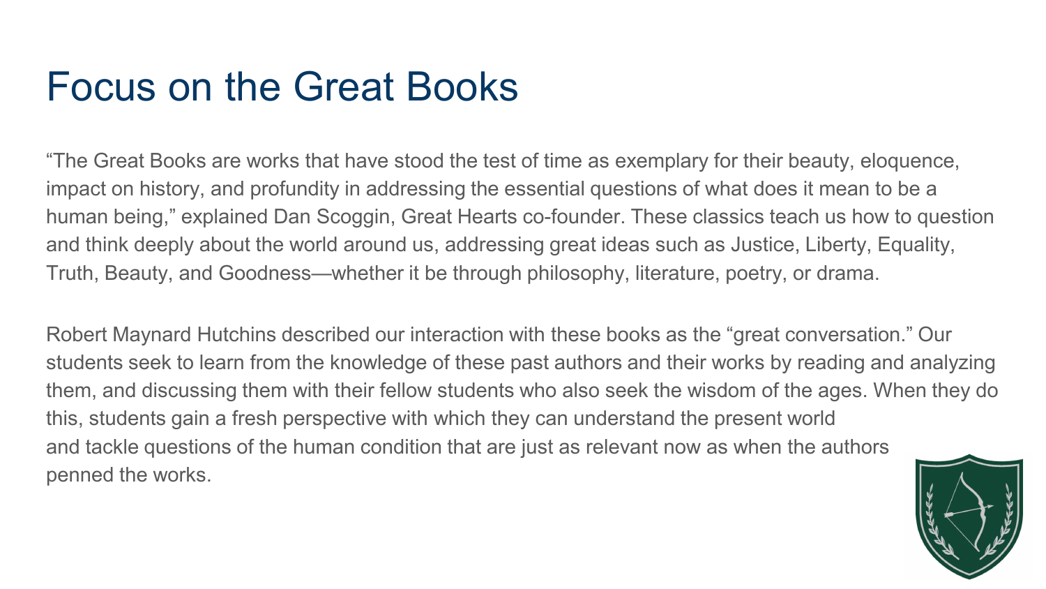# Focus on the Great Books

"The Great Books are works that have stood the test of time as exemplary for their beauty, eloquence, impact on history, and profundity in addressing the essential questions of what does it mean to be a human being," explained Dan Scoggin, Great Hearts co-founder. These classics teach us how to question and think deeply about the world around us, addressing great ideas such as Justice, Liberty, Equality, Truth, Beauty, and Goodness—whether it be through philosophy, literature, poetry, or drama.

Robert Maynard Hutchins described our interaction with these books as the "great conversation." Our students seek to learn from the knowledge of these past authors and their works by reading and analyzing them, and discussing them with their fellow students who also seek the wisdom of the ages. When they do this, students gain a fresh perspective with which they can understand the present world and tackle questions of the human condition that are just as relevant now as when the authors penned the works.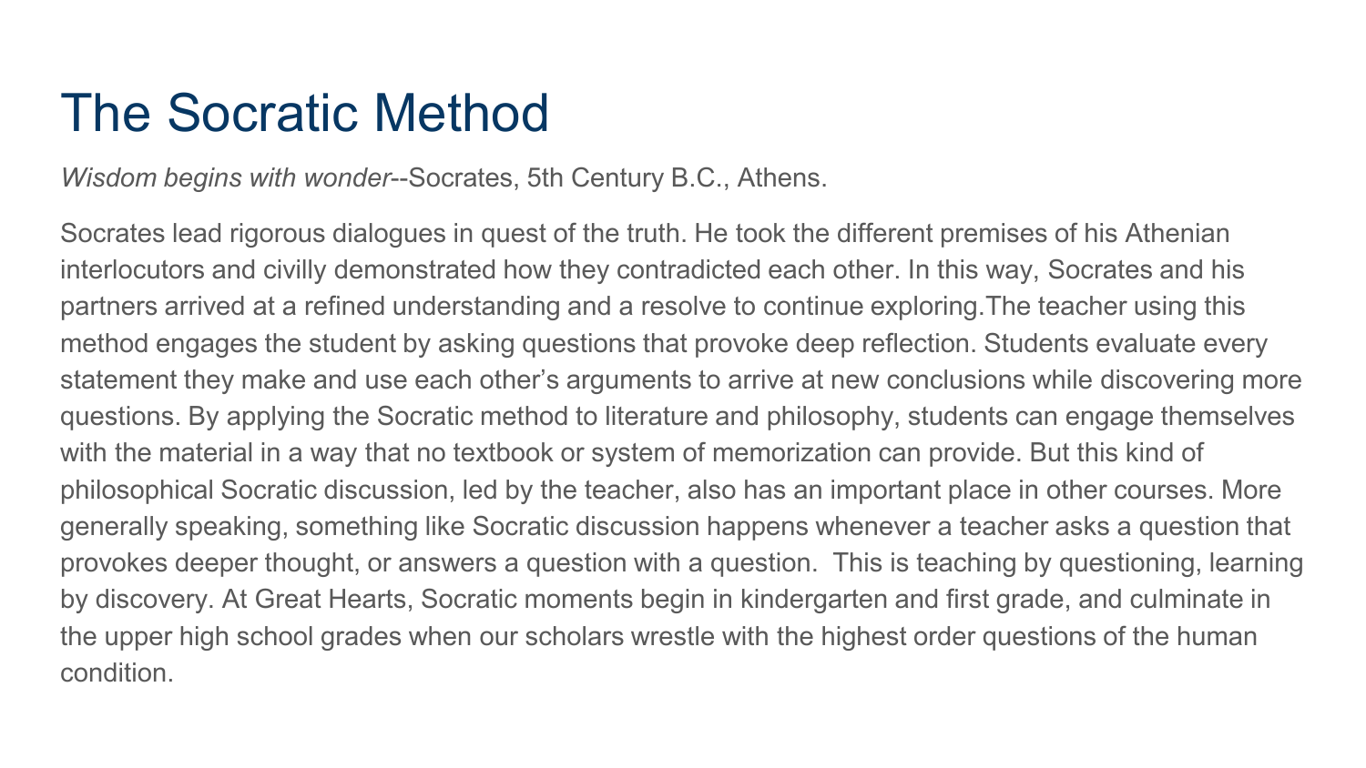# The Socratic Method

*Wisdom begins with wonder*--Socrates, 5th Century B.C., Athens.

Socrates lead rigorous dialogues in quest of the truth. He took the different premises of his Athenian interlocutors and civilly demonstrated how they contradicted each other. In this way, Socrates and his partners arrived at a refined understanding and a resolve to continue exploring.The teacher using this method engages the student by asking questions that provoke deep reflection. Students evaluate every statement they make and use each other's arguments to arrive at new conclusions while discovering more questions. By applying the Socratic method to literature and philosophy, students can engage themselves with the material in a way that no textbook or system of memorization can provide. But this kind of philosophical Socratic discussion, led by the teacher, also has an important place in other courses. More generally speaking, something like Socratic discussion happens whenever a teacher asks a question that provokes deeper thought, or answers a question with a question. This is teaching by questioning, learning by discovery. At Great Hearts, Socratic moments begin in kindergarten and first grade, and culminate in the upper high school grades when our scholars wrestle with the highest order questions of the human condition.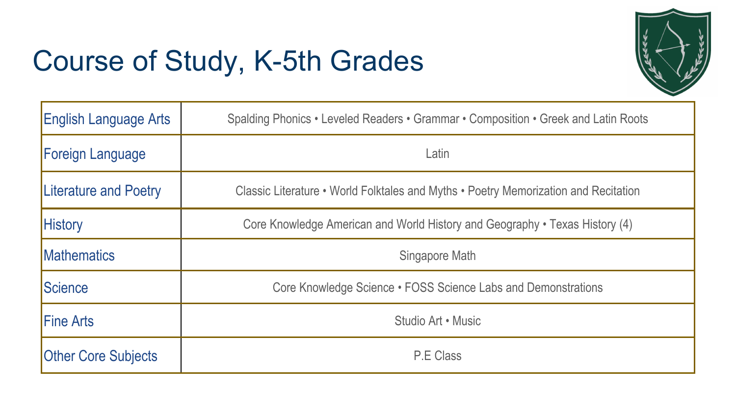# Course of Study, K-5th Grades

| | |
|---|---|
| English Language Arts | Spalding Phonics • Leveled Readers • Grammar • Composition • Greek and Latin Roots |
| Foreign Language | Latin |
| Literature and Poetry | Classic Literature • World Folktales and Myths • Poetry Memorization and Recitation |
| History | Core Knowledge American and World History and Geography • Texas History (4) |
| Mathematics | Singapore Math |
| Science | Core Knowledge Science • FOSS Science Labs and Demonstrations |
| Fine Arts | Studio Art • Music |
| Other Core Subjects | P.E Class |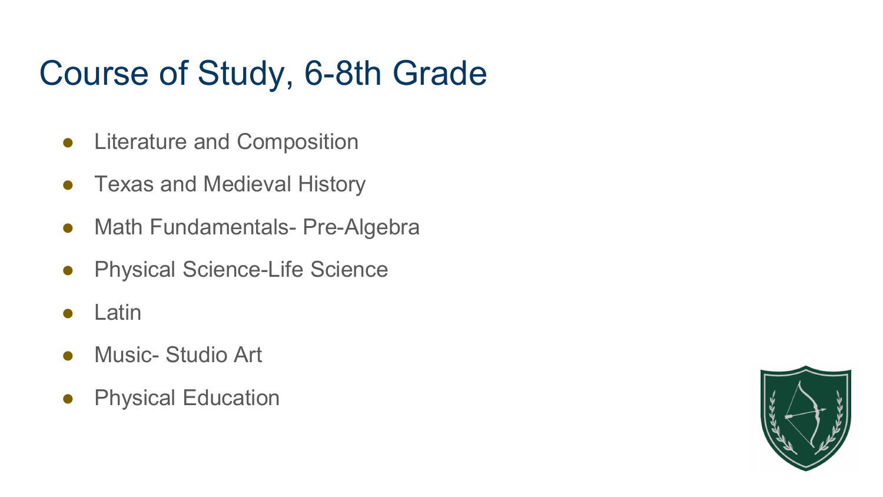# Course of Study, 6-8th Grade

- Literature and Composition
- Texas and Medieval History
- Math Fundamentals- Pre-Algebra
- Physical Science-Life Science
- Latin
- Music- Studio Art
- Physical Education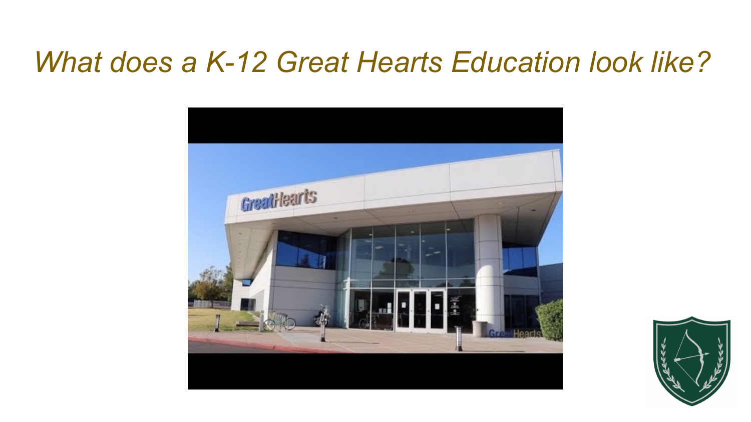# *What does a K-12 Great Hearts Education look like?*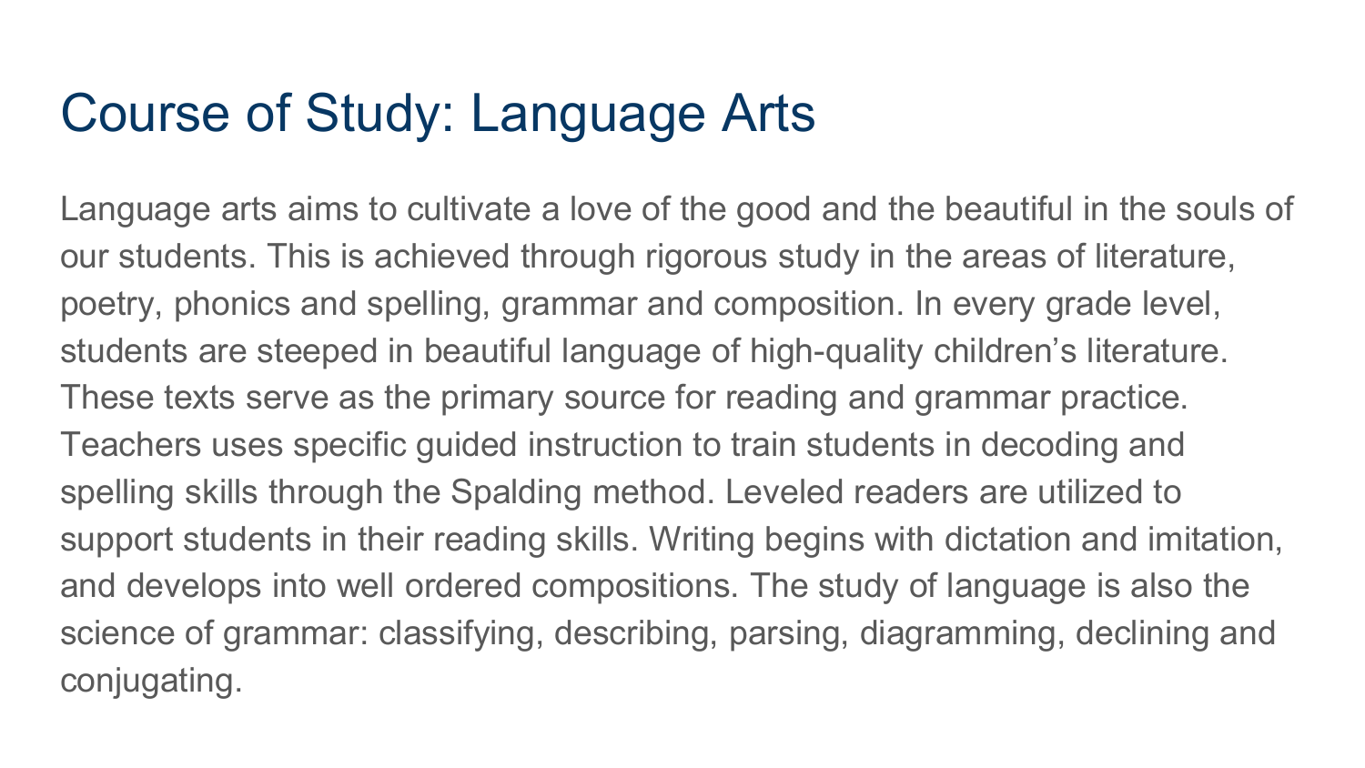# Course of Study: Language Arts

Language arts aims to cultivate a love of the good and the beautiful in the souls of our students. This is achieved through rigorous study in the areas of literature, poetry, phonics and spelling, grammar and composition. In every grade level, students are steeped in beautiful language of high-quality children's literature. These texts serve as the primary source for reading and grammar practice. Teachers uses specific guided instruction to train students in decoding and spelling skills through the Spalding method. Leveled readers are utilized to support students in their reading skills. Writing begins with dictation and imitation, and develops into well ordered compositions. The study of language is also the science of grammar: classifying, describing, parsing, diagramming, declining and conjugating.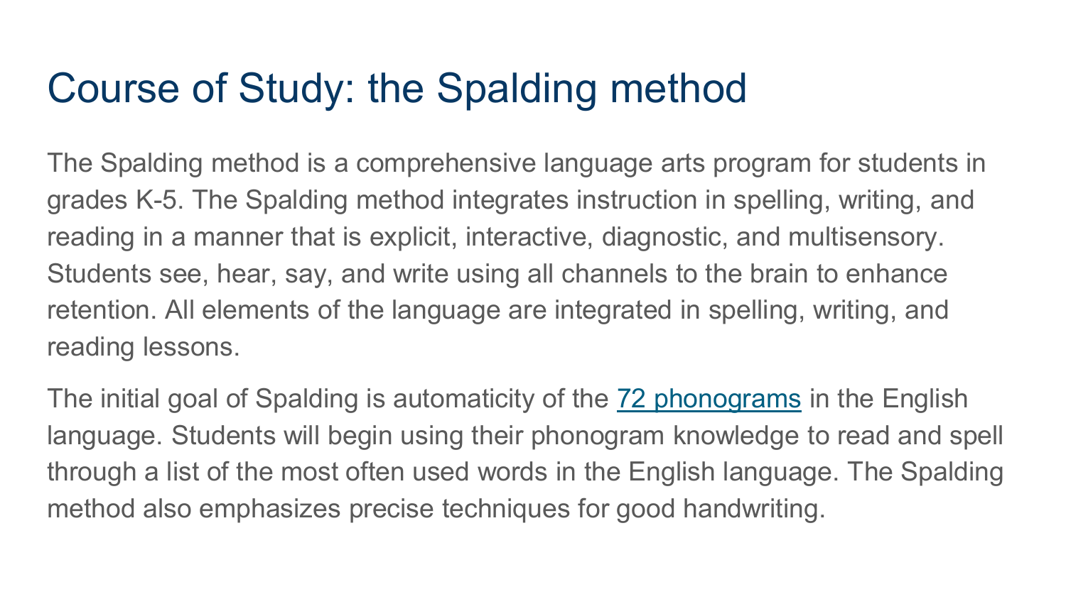# Course of Study: the Spalding method

The Spalding method is a comprehensive language arts program for students in grades K-5. The Spalding method integrates instruction in spelling, writing, and reading in a manner that is explicit, interactive, diagnostic, and multisensory. Students see, hear, say, and write using all channels to the brain to enhance retention. All elements of the language are integrated in spelling, writing, and reading lessons.

The initial goal of Spalding is automaticity of the [72 phonograms]() in the English language. Students will begin using their phonogram knowledge to read and spell through a list of the most often used words in the English language. The Spalding method also emphasizes precise techniques for good handwriting.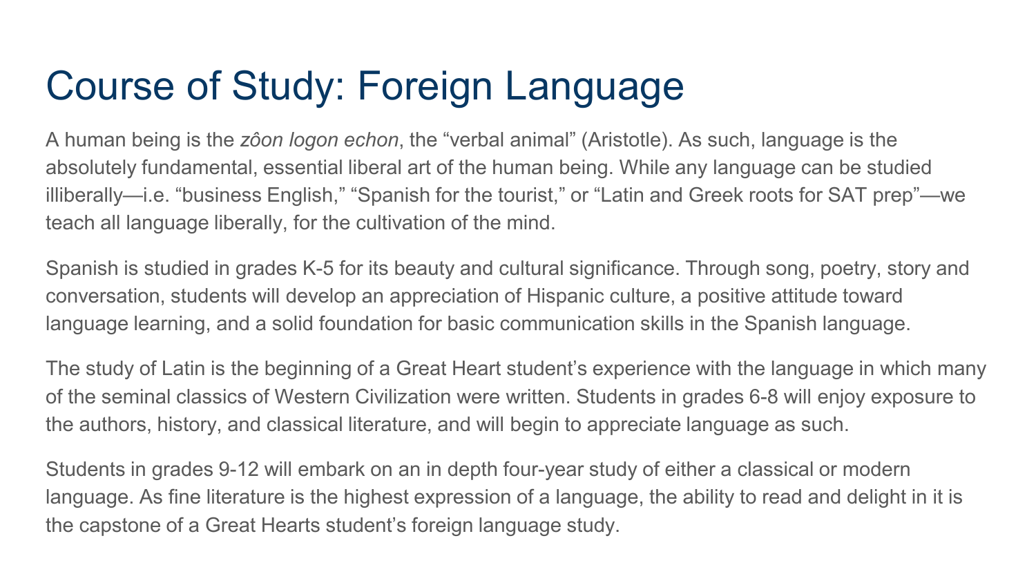# Course of Study: Foreign Language

A human being is the *zôon logon echon*, the "verbal animal" (Aristotle). As such, language is the absolutely fundamental, essential liberal art of the human being. While any language can be studied illiberally—i.e. "business English," "Spanish for the tourist," or "Latin and Greek roots for SAT prep"—we teach all language liberally, for the cultivation of the mind.

Spanish is studied in grades K-5 for its beauty and cultural significance. Through song, poetry, story and conversation, students will develop an appreciation of Hispanic culture, a positive attitude toward language learning, and a solid foundation for basic communication skills in the Spanish language.

The study of Latin is the beginning of a Great Heart student's experience with the language in which many of the seminal classics of Western Civilization were written. Students in grades 6-8 will enjoy exposure to the authors, history, and classical literature, and will begin to appreciate language as such.

Students in grades 9-12 will embark on an in depth four-year study of either a classical or modern language. As fine literature is the highest expression of a language, the ability to read and delight in it is the capstone of a Great Hearts student's foreign language study.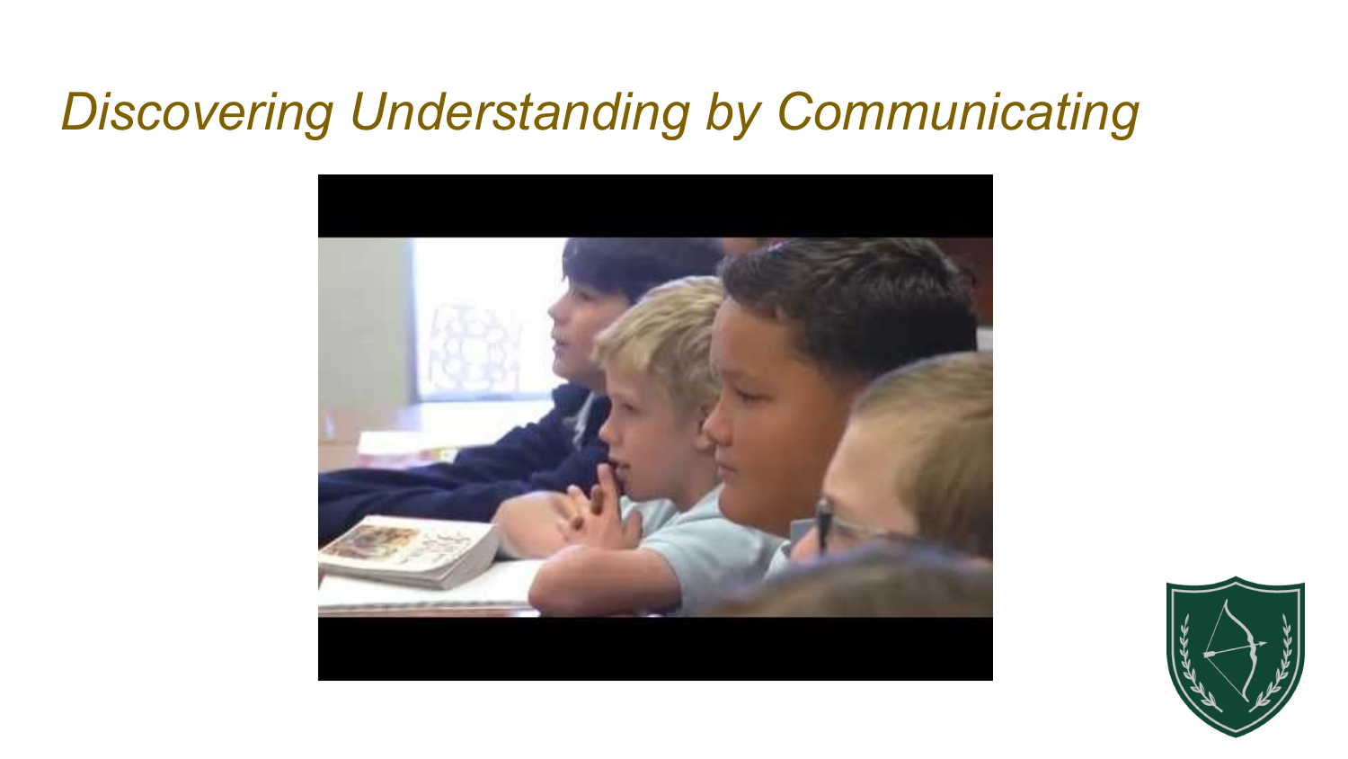# *Discovering Understanding by Communicating*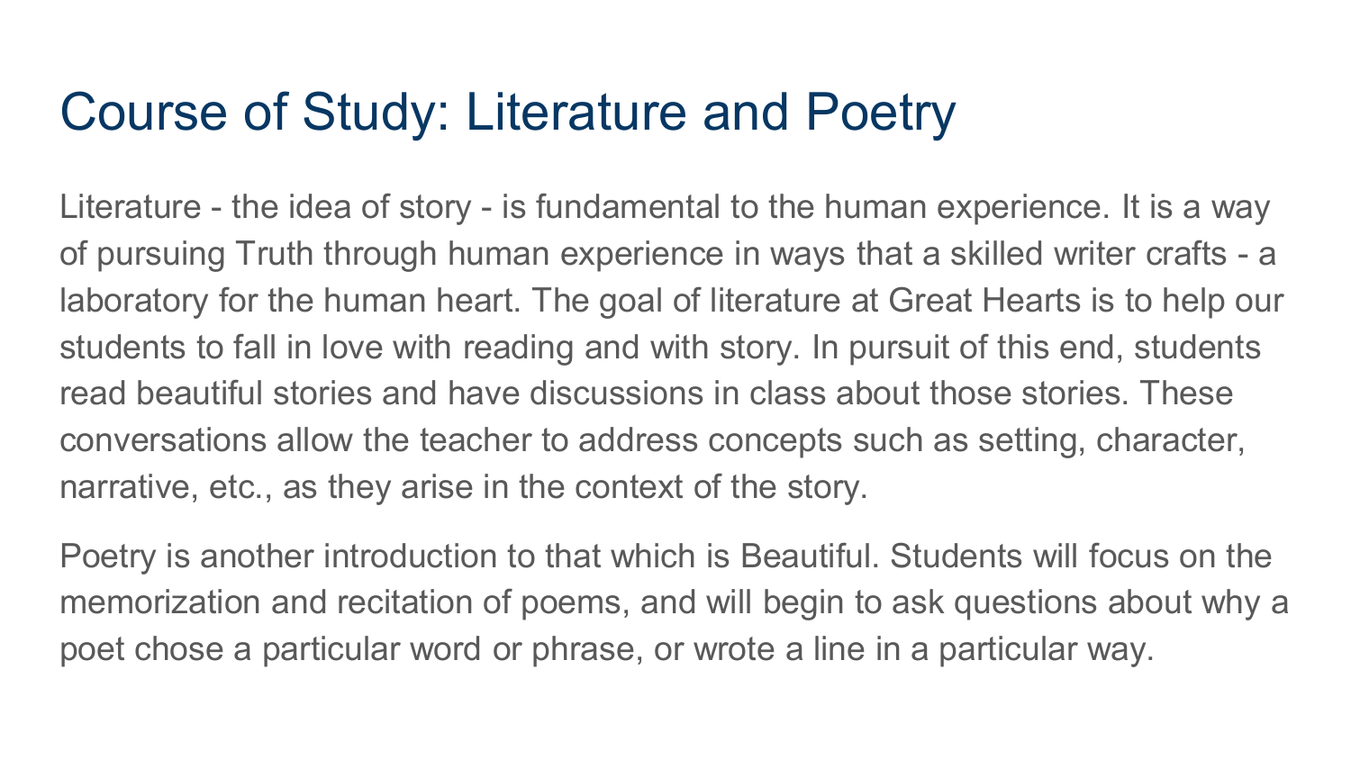# Course of Study: Literature and Poetry

Literature - the idea of story - is fundamental to the human experience. It is a way of pursuing Truth through human experience in ways that a skilled writer crafts - a laboratory for the human heart. The goal of literature at Great Hearts is to help our students to fall in love with reading and with story. In pursuit of this end, students read beautiful stories and have discussions in class about those stories. These conversations allow the teacher to address concepts such as setting, character, narrative, etc., as they arise in the context of the story.

Poetry is another introduction to that which is Beautiful. Students will focus on the memorization and recitation of poems, and will begin to ask questions about why a poet chose a particular word or phrase, or wrote a line in a particular way.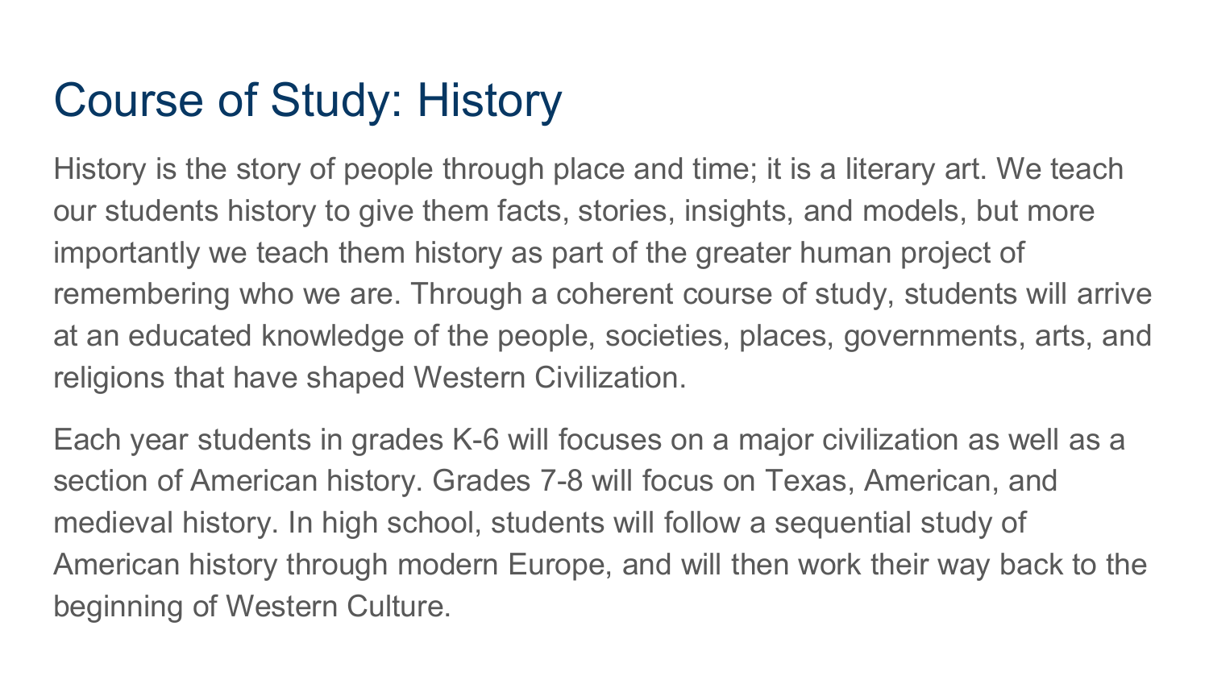# Course of Study: History

History is the story of people through place and time; it is a literary art. We teach our students history to give them facts, stories, insights, and models, but more importantly we teach them history as part of the greater human project of remembering who we are. Through a coherent course of study, students will arrive at an educated knowledge of the people, societies, places, governments, arts, and religions that have shaped Western Civilization.

Each year students in grades K-6 will focuses on a major civilization as well as a section of American history. Grades 7-8 will focus on Texas, American, and medieval history. In high school, students will follow a sequential study of American history through modern Europe, and will then work their way back to the beginning of Western Culture.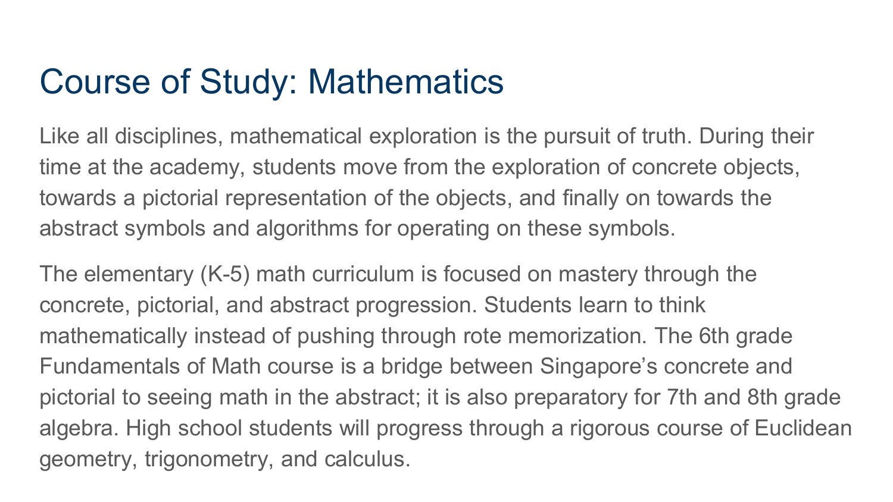# Course of Study: Mathematics

Like all disciplines, mathematical exploration is the pursuit of truth. During their time at the academy, students move from the exploration of concrete objects, towards a pictorial representation of the objects, and finally on towards the abstract symbols and algorithms for operating on these symbols.

The elementary (K-5) math curriculum is focused on mastery through the concrete, pictorial, and abstract progression. Students learn to think mathematically instead of pushing through rote memorization. The 6th grade Fundamentals of Math course is a bridge between Singapore's concrete and pictorial to seeing math in the abstract; it is also preparatory for 7th and 8th grade algebra. High school students will progress through a rigorous course of Euclidean geometry, trigonometry, and calculus.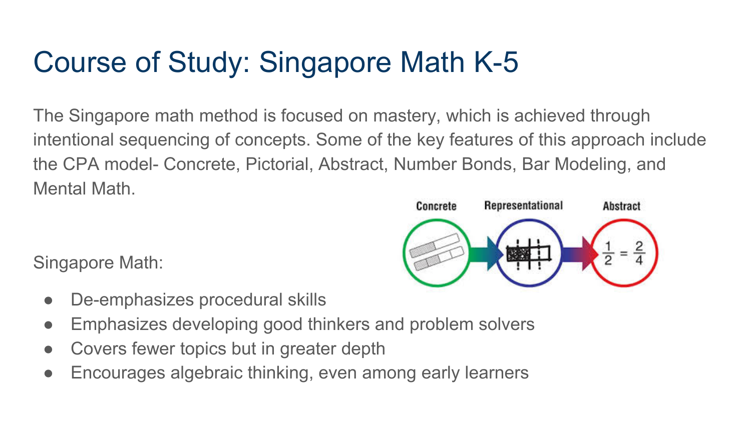# Course of Study: Singapore Math K-5

The Singapore math method is focused on mastery, which is achieved through intentional sequencing of concepts. Some of the key features of this approach include the CPA model- Concrete, Pictorial, Abstract, Number Bonds, Bar Modeling, and Mental Math.

Singapore Math:

- De-emphasizes procedural skills
- Emphasizes developing good thinkers and problem solvers
- Covers fewer topics but in greater depth
- Encourages algebraic thinking, even among early learners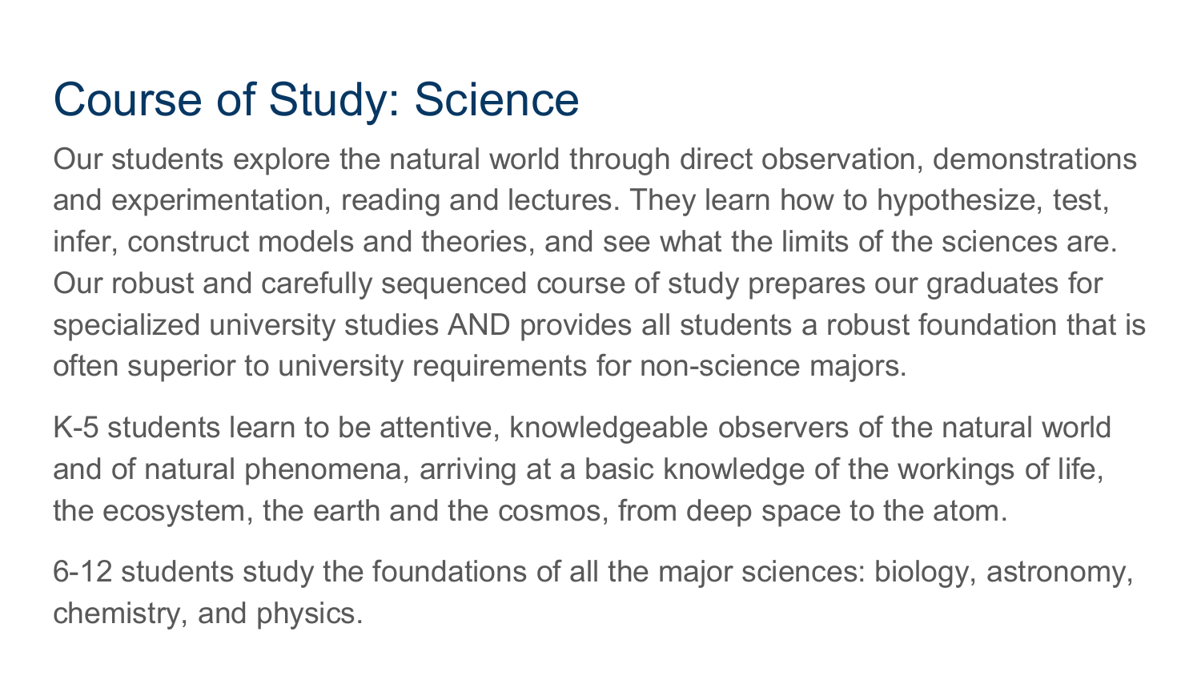# Course of Study: Science

Our students explore the natural world through direct observation, demonstrations and experimentation, reading and lectures. They learn how to hypothesize, test, infer, construct models and theories, and see what the limits of the sciences are. Our robust and carefully sequenced course of study prepares our graduates for specialized university studies AND provides all students a robust foundation that is often superior to university requirements for non-science majors.

K-5 students learn to be attentive, knowledgeable observers of the natural world and of natural phenomena, arriving at a basic knowledge of the workings of life, the ecosystem, the earth and the cosmos, from deep space to the atom.

6-12 students study the foundations of all the major sciences: biology, astronomy, chemistry, and physics.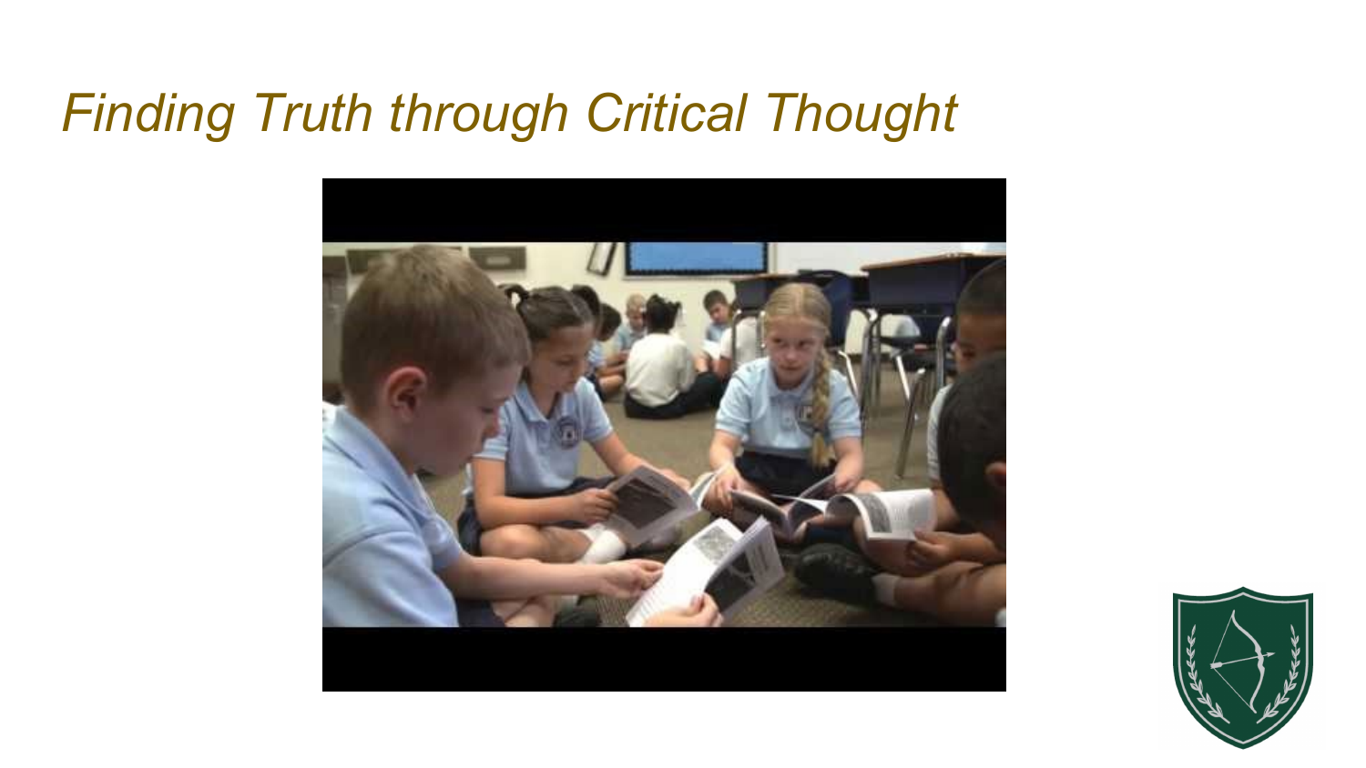# *Finding Truth through Critical Thought*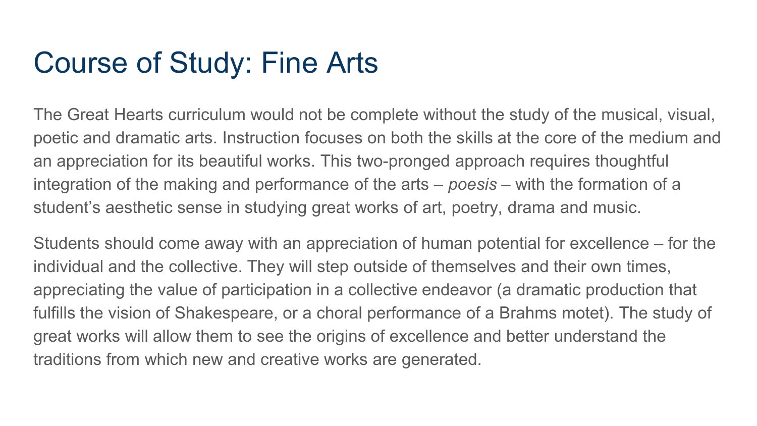# Course of Study: Fine Arts

The Great Hearts curriculum would not be complete without the study of the musical, visual, poetic and dramatic arts. Instruction focuses on both the skills at the core of the medium and an appreciation for its beautiful works. This two-pronged approach requires thoughtful integration of the making and performance of the arts – *poesis* – with the formation of a student's aesthetic sense in studying great works of art, poetry, drama and music.

Students should come away with an appreciation of human potential for excellence – for the individual and the collective. They will step outside of themselves and their own times, appreciating the value of participation in a collective endeavor (a dramatic production that fulfills the vision of Shakespeare, or a choral performance of a Brahms motet). The study of great works will allow them to see the origins of excellence and better understand the traditions from which new and creative works are generated.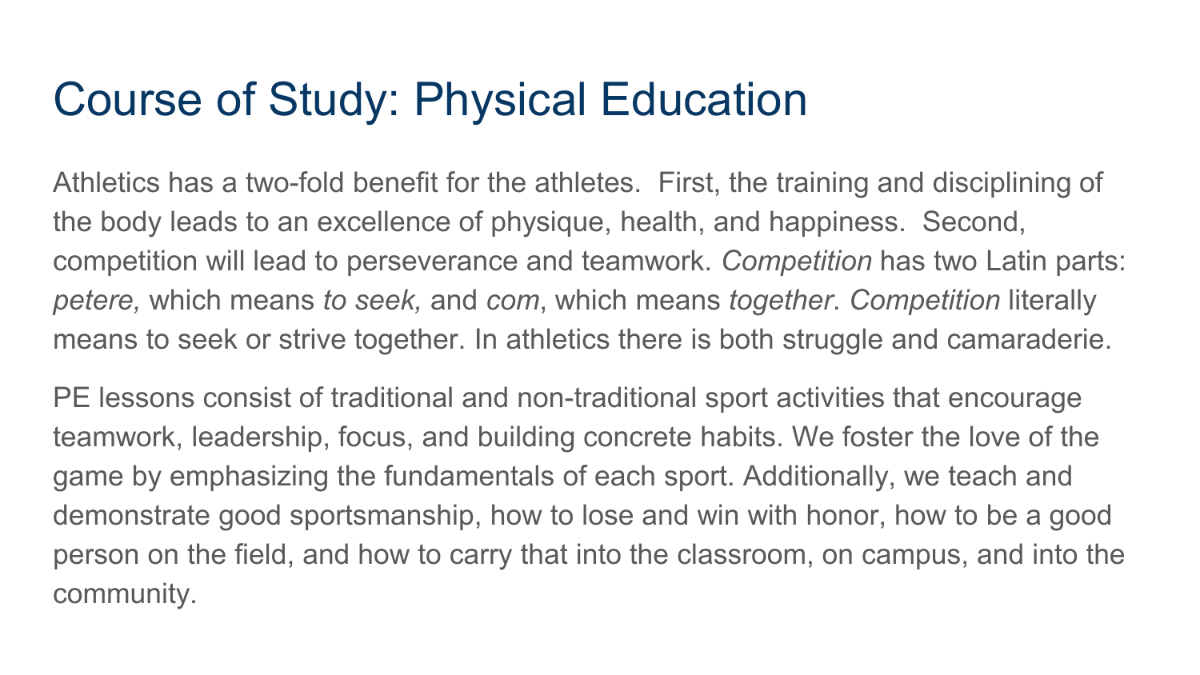# Course of Study: Physical Education

Athletics has a two-fold benefit for the athletes. First, the training and disciplining of the body leads to an excellence of physique, health, and happiness. Second, competition will lead to perseverance and teamwork. *Competition* has two Latin parts: *petere,* which means *to seek,* and *com*, which means *together*. *Competition* literally means to seek or strive together. In athletics there is both struggle and camaraderie.

PE lessons consist of traditional and non-traditional sport activities that encourage teamwork, leadership, focus, and building concrete habits. We foster the love of the game by emphasizing the fundamentals of each sport. Additionally, we teach and demonstrate good sportsmanship, how to lose and win with honor, how to be a good person on the field, and how to carry that into the classroom, on campus, and into the community.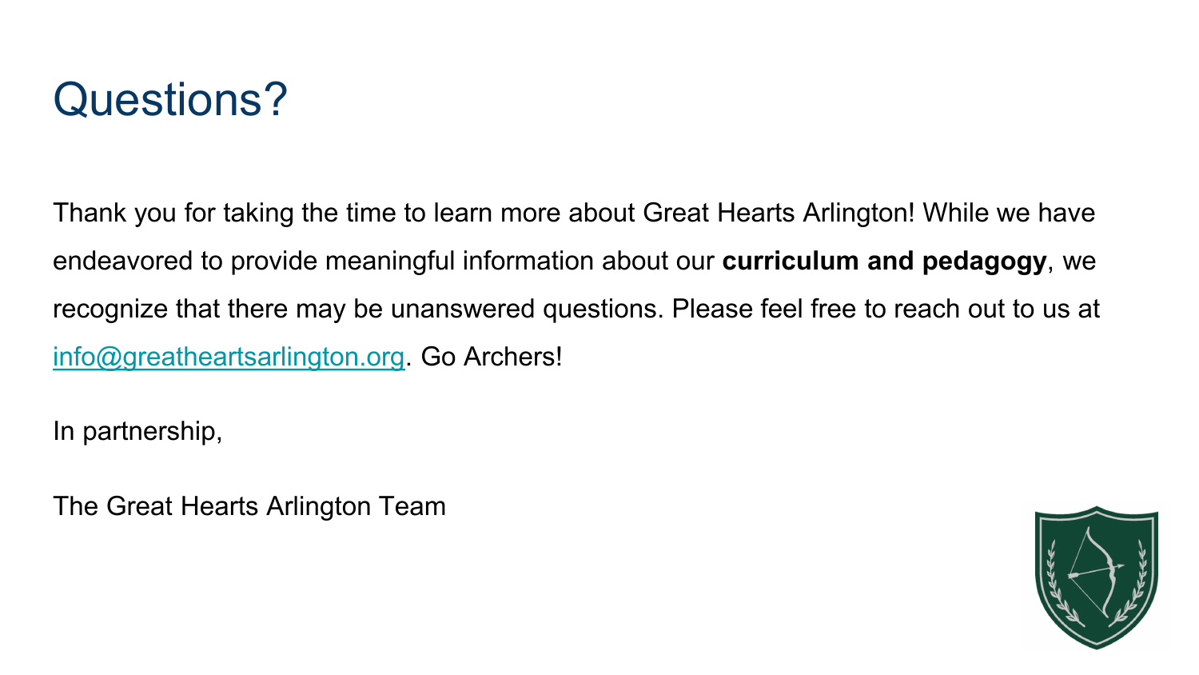# Questions?

Thank you for taking the time to learn more about Great Hearts Arlington! While we have endeavored to provide meaningful information about our **curriculum and pedagogy**, we recognize that there may be unanswered questions. Please feel free to reach out to us at info@greatheartsarlington.org. Go Archers!

In partnership,

The Great Hearts Arlington Team